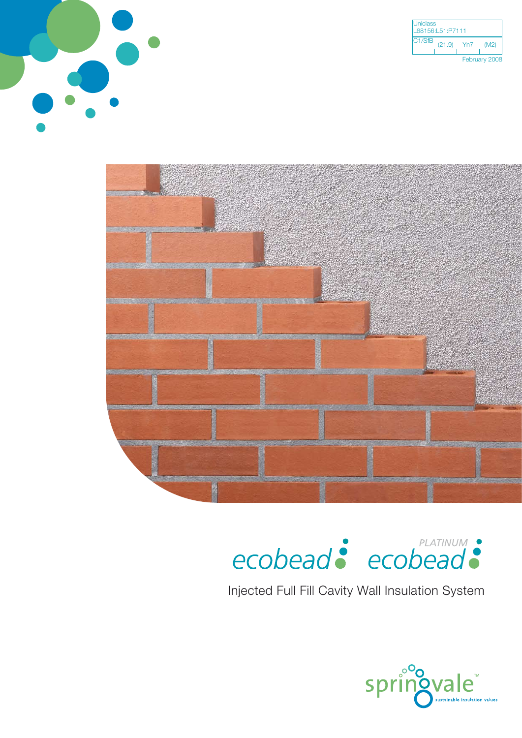| Uniclass | | | |
| --- | --- | --- | --- |
| L68156:L51:P7111 | | | |
| CI/SfB | (21.9) | Yn7 | (M2) |

February 2008

# ecobead ecobead PLATINUM

Injected Full Fill Cavity Wall Insulation System

springvale™ sustainable insulation values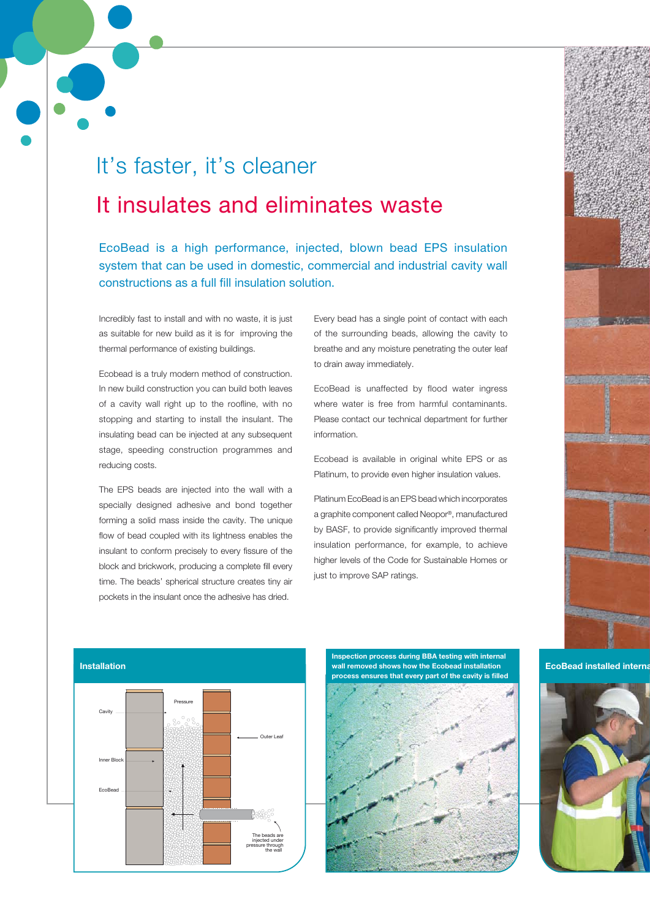# It's faster, it's cleaner

## It insulates and eliminates waste

EcoBead is a high performance, injected, blown bead EPS insulation system that can be used in domestic, commercial and industrial cavity wall constructions as a full fill insulation solution.

Incredibly fast to install and with no waste, it is just as suitable for new build as it is for improving the thermal performance of existing buildings.

Ecobead is a truly modern method of construction. In new build construction you can build both leaves of a cavity wall right up to the roofline, with no stopping and starting to install the insulant. The insulating bead can be injected at any subsequent stage, speeding construction programmes and reducing costs.

The EPS beads are injected into the wall with a specially designed adhesive and bond together forming a solid mass inside the cavity. The unique flow of bead coupled with its lightness enables the insulant to conform precisely to every fissure of the block and brickwork, producing a complete fill every time. The beads' spherical structure creates tiny air pockets in the insulant once the adhesive has dried.

Every bead has a single point of contact with each of the surrounding beads, allowing the cavity to breathe and any moisture penetrating the outer leaf to drain away immediately.

EcoBead is unaffected by flood water ingress where water is free from harmful contaminants. Please contact our technical department for further information.

Ecobead is available in original white EPS or as Platinum, to provide even higher insulation values.

Platinum EcoBead is an EPS bead which incorporates a graphite component called Neopor®, manufactured by BASF, to provide significantly improved thermal insulation performance, for example, to achieve higher levels of the Code for Sustainable Homes or just to improve SAP ratings.

**Installation**

Cavity

Pressure

Outer Leaf

Inner Block

EcoBead

The beads are injected under pressure through the wall

**Inspection process during BBA testing with internal wall removed shows how the Ecobead installation process ensures that every part of the cavity is filled**

**EcoBead installed interna**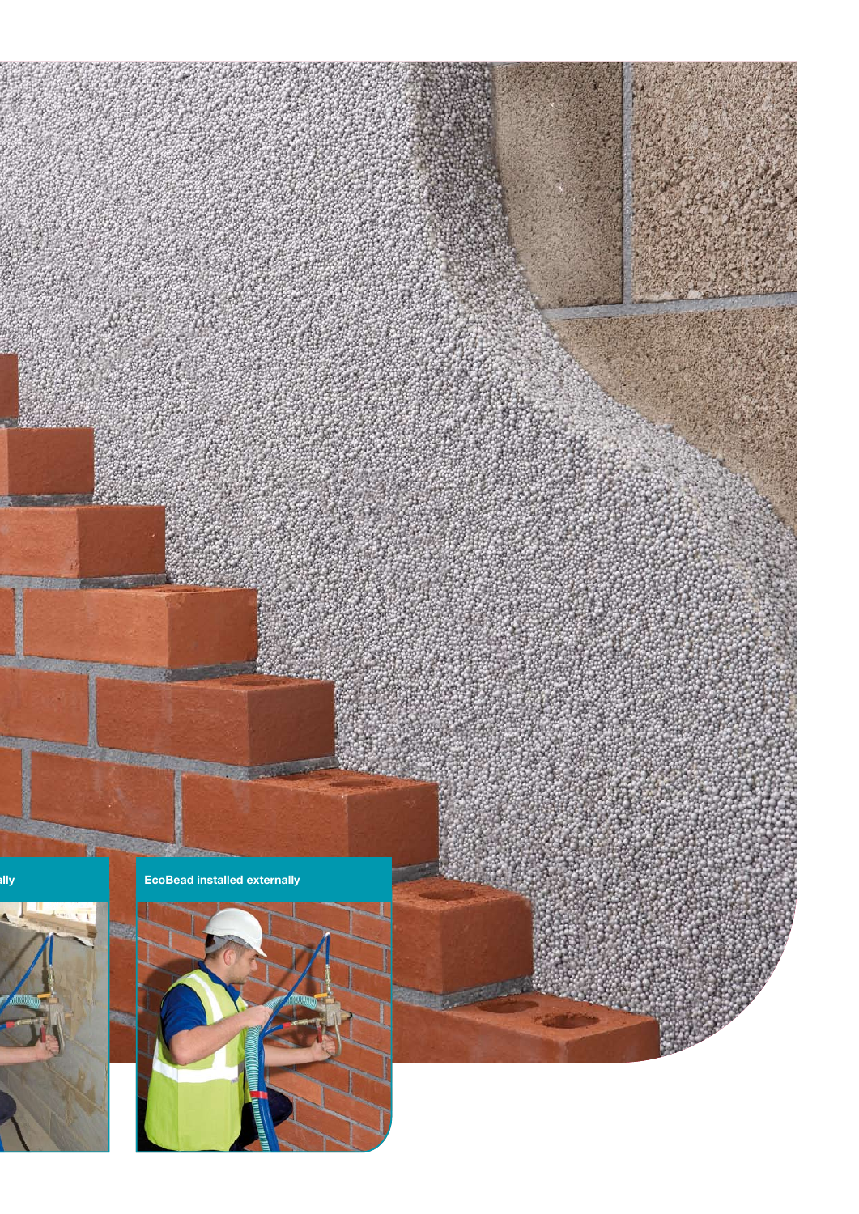lly

EcoBead installed externally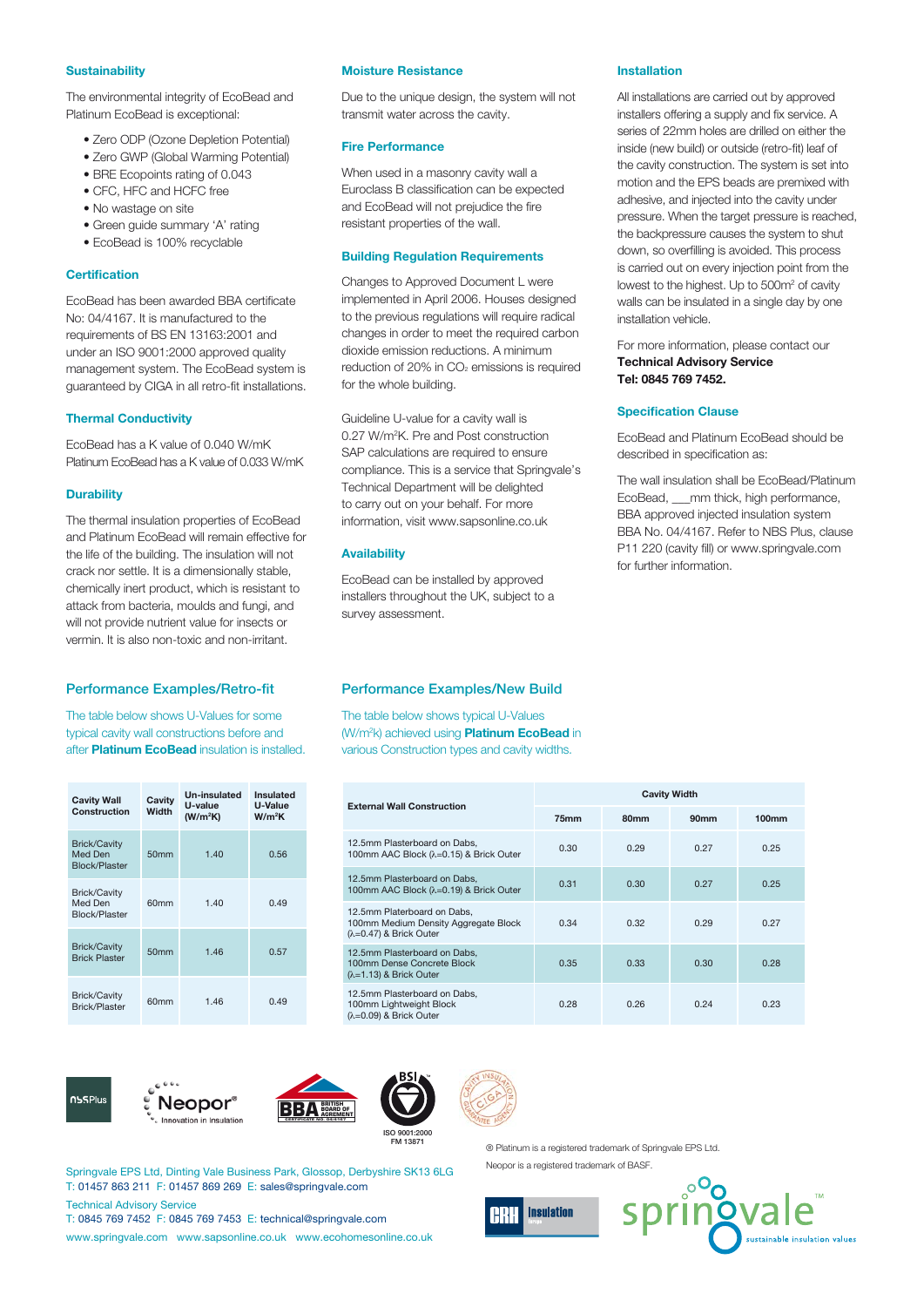## Sustainability

The environmental integrity of EcoBead and Platinum EcoBead is exceptional:

- Zero ODP (Ozone Depletion Potential)
- Zero GWP (Global Warming Potential)
- BRE Ecopoints rating of 0.043
- CFC, HFC and HCFC free
- No wastage on site
- Green guide summary 'A' rating
- EcoBead is 100% recyclable

## Certification

EcoBead has been awarded BBA certificate No: 04/4167. It is manufactured to the requirements of BS EN 13163:2001 and under an ISO 9001:2000 approved quality management system. The EcoBead system is guaranteed by CIGA in all retro-fit installations.

## Thermal Conductivity

EcoBead has a K value of 0.040 W/mK
Platinum EcoBead has a K value of 0.033 W/mK

## Durability

The thermal insulation properties of EcoBead and Platinum EcoBead will remain effective for the life of the building. The insulation will not crack nor settle. It is a dimensionally stable, chemically inert product, which is resistant to attack from bacteria, moulds and fungi, and will not provide nutrient value for insects or vermin. It is also non-toxic and non-irritant.

## Moisture Resistance

Due to the unique design, the system will not transmit water across the cavity.

## Fire Performance

When used in a masonry cavity wall a Euroclass B classification can be expected and EcoBead will not prejudice the fire resistant properties of the wall.

## Building Regulation Requirements

Changes to Approved Document L were implemented in April 2006. Houses designed to the previous regulations will require radical changes in order to meet the required carbon dioxide emission reductions. A minimum reduction of 20% in $CO_2$ emissions is required for the whole building.

Guideline U-value for a cavity wall is 0.27 W/m²K. Pre and Post construction SAP calculations are required to ensure compliance. This is a service that Springvale's Technical Department will be delighted to carry out on your behalf. For more information, visit www.sapsonline.co.uk

## Availability

EcoBead can be installed by approved installers throughout the UK, subject to a survey assessment.

## Installation

All installations are carried out by approved installers offering a supply and fix service. A series of 22mm holes are drilled on either the inside (new build) or outside (retro-fit) leaf of the cavity construction. The system is set into motion and the EPS beads are premixed with adhesive, and injected into the cavity under pressure. When the target pressure is reached, the backpressure causes the system to shut down, so overfilling is avoided. This process is carried out on every injection point from the lowest to the highest. Up to 500m² of cavity walls can be insulated in a single day by one installation vehicle.

For more information, please contact our **Technical Advisory Service**
**Tel: 0845 769 7452.**

## Specification Clause

EcoBead and Platinum EcoBead should be described in specification as:

The wall insulation shall be EcoBead/Platinum EcoBead, ___mm thick, high performance, BBA approved injected insulation system BBA No. 04/4167. Refer to NBS Plus, clause P11 220 (cavity fill) or www.springvale.com for further information.

## Performance Examples/Retro-fit

The table below shows U-Values for some typical cavity wall constructions before and after **Platinum EcoBead** insulation is installed.

| Cavity Wall Construction | Cavity Width | Un-insulated U-value (W/m²K) | Insulated U-Value W/m²K |
|---|---|---|---|
| Brick/Cavity Med Den Block/Plaster | 50mm | 1.40 | 0.56 |
| Brick/Cavity Med Den Block/Plaster | 60mm | 1.40 | 0.49 |
| Brick/Cavity Brick Plaster | 50mm | 1.46 | 0.57 |
| Brick/Cavity Brick/Plaster | 60mm | 1.46 | 0.49 |

## Performance Examples/New Build

The table below shows typical U-Values (W/m²k) achieved using **Platinum EcoBead** in various Construction types and cavity widths.

| External Wall Construction | Cavity Width | | | |
|---|---|---|---|---|
| | 75mm | 80mm | 90mm | 100mm |
| 12.5mm Plasterboard on Dabs, 100mm AAC Block ($\lambda$=0.15) & Brick Outer | 0.30 | 0.29 | 0.27 | 0.25 |
| 12.5mm Plasterboard on Dabs, 100mm AAC Block ($\lambda$=0.19) & Brick Outer | 0.31 | 0.30 | 0.27 | 0.25 |
| 12.5mm Platerboard on Dabs, 100mm Medium Density Aggregate Block ($\lambda$=0.47) & Brick Outer | 0.34 | 0.32 | 0.29 | 0.27 |
| 12.5mm Plasterboard on Dabs, 100mm Dense Concrete Block ($\lambda$=1.13) & Brick Outer | 0.35 | 0.33 | 0.30 | 0.28 |
| 12.5mm Plasterboard on Dabs, 100mm Lightweight Block ($\lambda$=0.09) & Brick Outer | 0.28 | 0.26 | 0.24 | 0.23 |

ISO 9001:2000
FM 13871

® Platinum is a registered trademark of Springvale EPS Ltd.
Neopor is a registered trademark of BASF.

Springvale EPS Ltd, Dinting Vale Business Park, Glossop, Derbyshire SK13 6LG
T: 01457 863 211 F: 01457 869 269 E: sales@springvale.com

Technical Advisory Service
T: 0845 769 7452 F: 0845 769 7453 E: technical@springvale.com

www.springvale.com www.sapsonline.co.uk www.ecohomesonline.co.uk